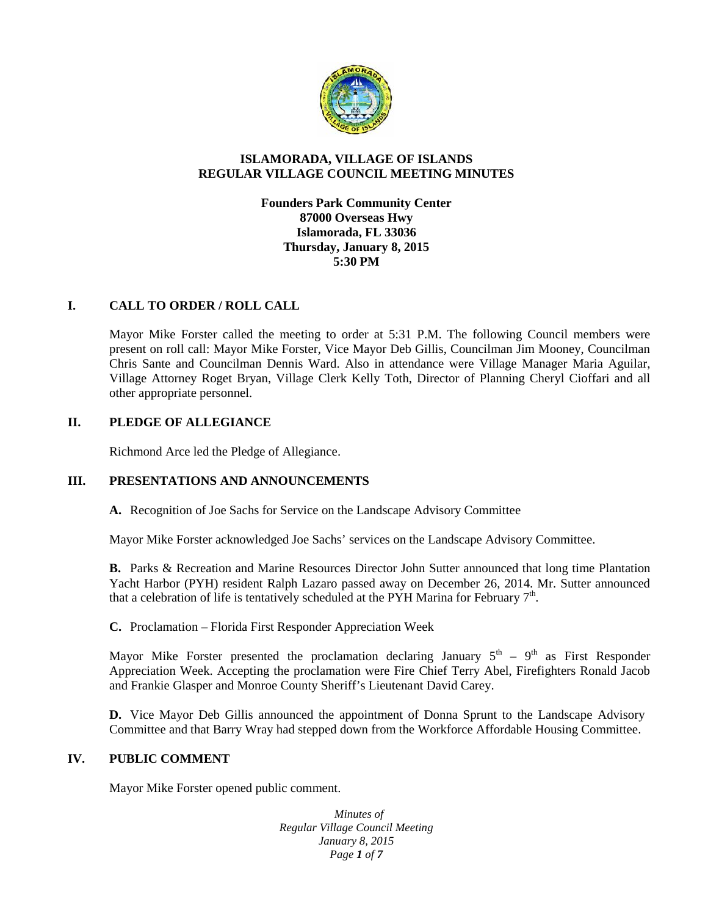# ISLAMORADA, VILLAGE OF ISLANDS
# REGULAR VILLAGE COUNCIL MEETING MINUTES

**Founders Park Community Center**
**87000 Overseas Hwy**
**Islamorada, FL 33036**
**Thursday, January 8, 2015**
**5:30 PM**

## I. CALL TO ORDER / ROLL CALL

Mayor Mike Forster called the meeting to order at 5:31 P.M. The following Council members were present on roll call: Mayor Mike Forster, Vice Mayor Deb Gillis, Councilman Jim Mooney, Councilman Chris Sante and Councilman Dennis Ward. Also in attendance were Village Manager Maria Aguilar, Village Attorney Roget Bryan, Village Clerk Kelly Toth, Director of Planning Cheryl Cioffari and all other appropriate personnel.

## II. PLEDGE OF ALLEGIANCE

Richmond Arce led the Pledge of Allegiance.

## III. PRESENTATIONS AND ANNOUNCEMENTS

**A.** Recognition of Joe Sachs for Service on the Landscape Advisory Committee

Mayor Mike Forster acknowledged Joe Sachs' services on the Landscape Advisory Committee.

**B.** Parks & Recreation and Marine Resources Director John Sutter announced that long time Plantation Yacht Harbor (PYH) resident Ralph Lazaro passed away on December 26, 2014. Mr. Sutter announced that a celebration of life is tentatively scheduled at the PYH Marina for February 7th.

**C.** Proclamation – Florida First Responder Appreciation Week

Mayor Mike Forster presented the proclamation declaring January 5th – 9th as First Responder Appreciation Week. Accepting the proclamation were Fire Chief Terry Abel, Firefighters Ronald Jacob and Frankie Glasper and Monroe County Sheriff's Lieutenant David Carey.

**D.** Vice Mayor Deb Gillis announced the appointment of Donna Sprunt to the Landscape Advisory Committee and that Barry Wray had stepped down from the Workforce Affordable Housing Committee.

## IV. PUBLIC COMMENT

Mayor Mike Forster opened public comment.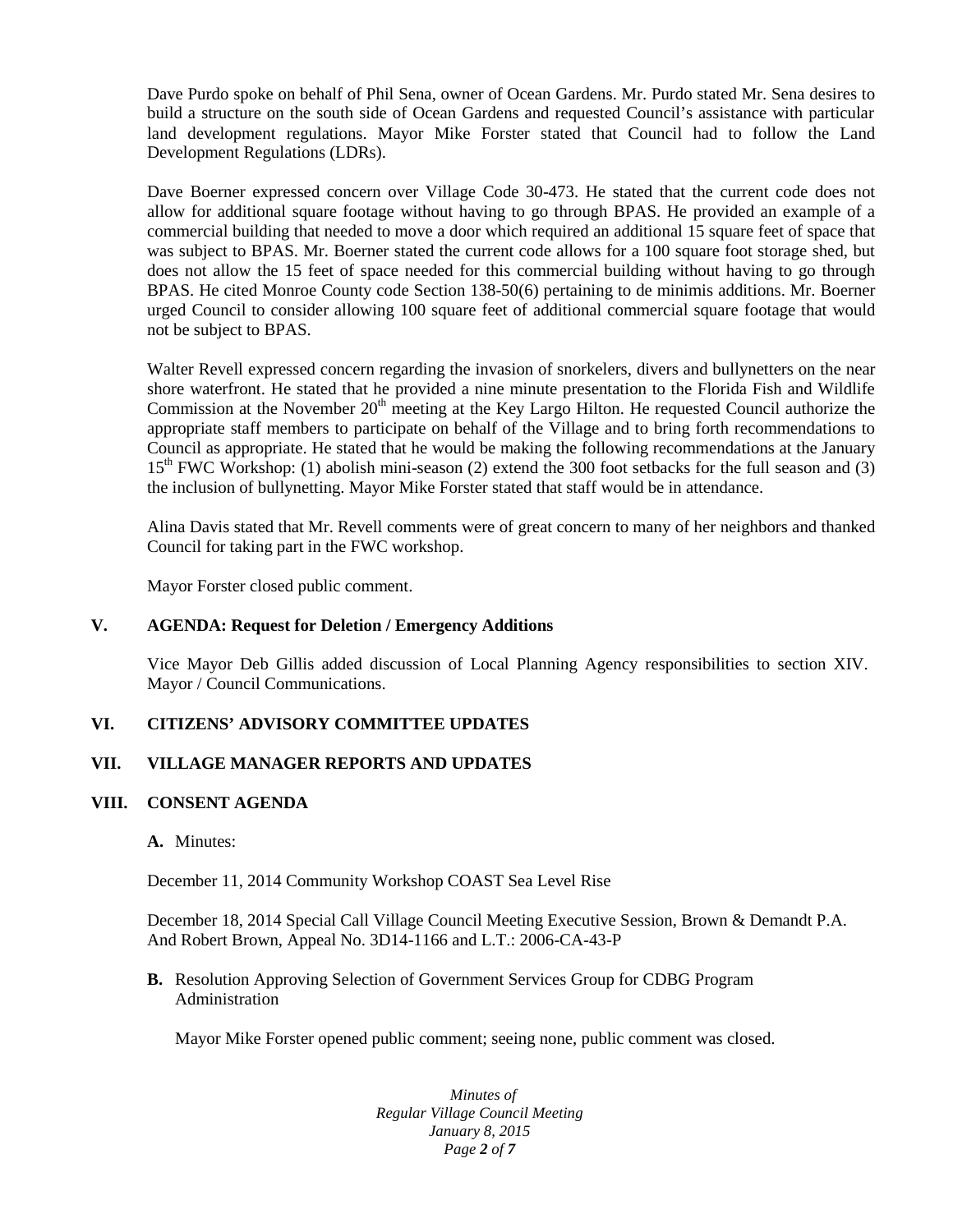Dave Purdo spoke on behalf of Phil Sena, owner of Ocean Gardens. Mr. Purdo stated Mr. Sena desires to build a structure on the south side of Ocean Gardens and requested Council's assistance with particular land development regulations. Mayor Mike Forster stated that Council had to follow the Land Development Regulations (LDRs).

Dave Boerner expressed concern over Village Code 30-473. He stated that the current code does not allow for additional square footage without having to go through BPAS. He provided an example of a commercial building that needed to move a door which required an additional 15 square feet of space that was subject to BPAS. Mr. Boerner stated the current code allows for a 100 square foot storage shed, but does not allow the 15 feet of space needed for this commercial building without having to go through BPAS. He cited Monroe County code Section 138-50(6) pertaining to de minimis additions. Mr. Boerner urged Council to consider allowing 100 square feet of additional commercial square footage that would not be subject to BPAS.

Walter Revell expressed concern regarding the invasion of snorkelers, divers and bullynetters on the near shore waterfront. He stated that he provided a nine minute presentation to the Florida Fish and Wildlife Commission at the November 20th meeting at the Key Largo Hilton. He requested Council authorize the appropriate staff members to participate on behalf of the Village and to bring forth recommendations to Council as appropriate. He stated that he would be making the following recommendations at the January 15th FWC Workshop: (1) abolish mini-season (2) extend the 300 foot setbacks for the full season and (3) the inclusion of bullynetting. Mayor Mike Forster stated that staff would be in attendance.

Alina Davis stated that Mr. Revell comments were of great concern to many of her neighbors and thanked Council for taking part in the FWC workshop.

Mayor Forster closed public comment.

## V. AGENDA: Request for Deletion / Emergency Additions

Vice Mayor Deb Gillis added discussion of Local Planning Agency responsibilities to section XIV. Mayor / Council Communications.

## VI. CITIZENS' ADVISORY COMMITTEE UPDATES

## VII. VILLAGE MANAGER REPORTS AND UPDATES

## VIII. CONSENT AGENDA

**A.** Minutes:

December 11, 2014 Community Workshop COAST Sea Level Rise

December 18, 2014 Special Call Village Council Meeting Executive Session, Brown & Demandt P.A. And Robert Brown, Appeal No. 3D14-1166 and L.T.: 2006-CA-43-P

**B.** Resolution Approving Selection of Government Services Group for CDBG Program Administration

Mayor Mike Forster opened public comment; seeing none, public comment was closed.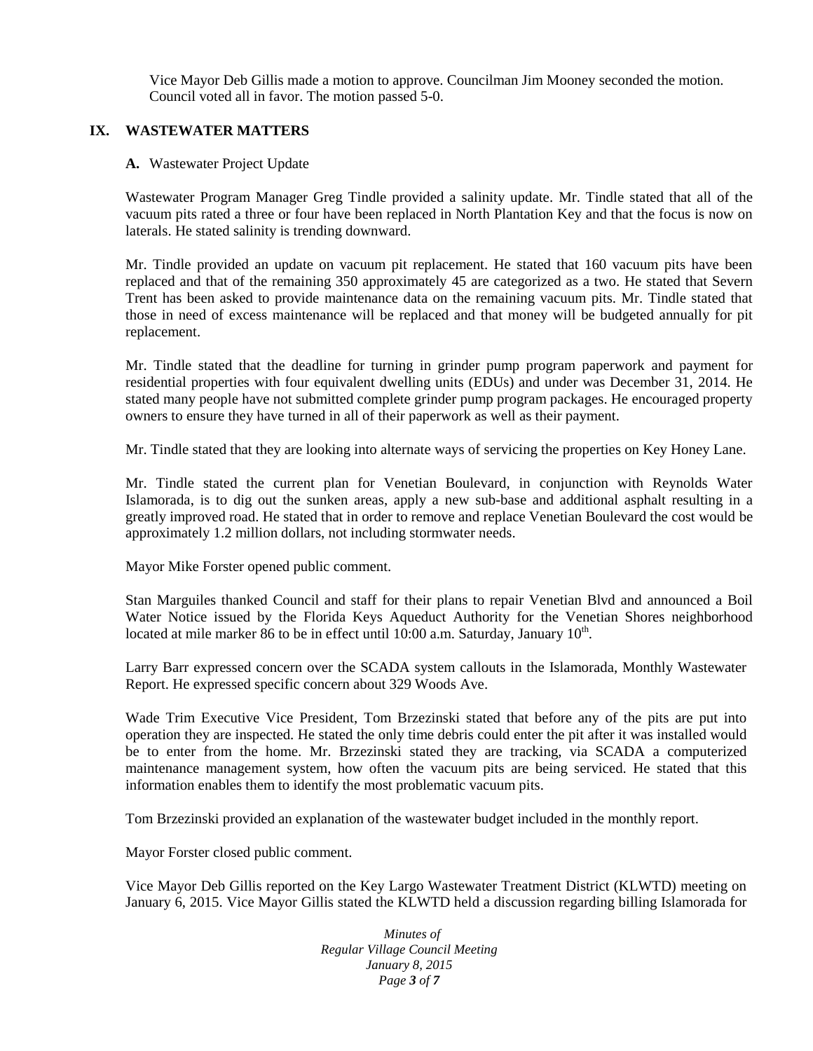Vice Mayor Deb Gillis made a motion to approve. Councilman Jim Mooney seconded the motion. Council voted all in favor. The motion passed 5-0.

## IX. WASTEWATER MATTERS

**A.** Wastewater Project Update

Wastewater Program Manager Greg Tindle provided a salinity update. Mr. Tindle stated that all of the vacuum pits rated a three or four have been replaced in North Plantation Key and that the focus is now on laterals. He stated salinity is trending downward.

Mr. Tindle provided an update on vacuum pit replacement. He stated that 160 vacuum pits have been replaced and that of the remaining 350 approximately 45 are categorized as a two. He stated that Severn Trent has been asked to provide maintenance data on the remaining vacuum pits. Mr. Tindle stated that those in need of excess maintenance will be replaced and that money will be budgeted annually for pit replacement.

Mr. Tindle stated that the deadline for turning in grinder pump program paperwork and payment for residential properties with four equivalent dwelling units (EDUs) and under was December 31, 2014. He stated many people have not submitted complete grinder pump program packages. He encouraged property owners to ensure they have turned in all of their paperwork as well as their payment.

Mr. Tindle stated that they are looking into alternate ways of servicing the properties on Key Honey Lane.

Mr. Tindle stated the current plan for Venetian Boulevard, in conjunction with Reynolds Water Islamorada, is to dig out the sunken areas, apply a new sub-base and additional asphalt resulting in a greatly improved road. He stated that in order to remove and replace Venetian Boulevard the cost would be approximately 1.2 million dollars, not including stormwater needs.

Mayor Mike Forster opened public comment.

Stan Marguiles thanked Council and staff for their plans to repair Venetian Blvd and announced a Boil Water Notice issued by the Florida Keys Aqueduct Authority for the Venetian Shores neighborhood located at mile marker 86 to be in effect until 10:00 a.m. Saturday, January 10th.

Larry Barr expressed concern over the SCADA system callouts in the Islamorada, Monthly Wastewater Report. He expressed specific concern about 329 Woods Ave.

Wade Trim Executive Vice President, Tom Brzezinski stated that before any of the pits are put into operation they are inspected. He stated the only time debris could enter the pit after it was installed would be to enter from the home. Mr. Brzezinski stated they are tracking, via SCADA a computerized maintenance management system, how often the vacuum pits are being serviced. He stated that this information enables them to identify the most problematic vacuum pits.

Tom Brzezinski provided an explanation of the wastewater budget included in the monthly report.

Mayor Forster closed public comment.

Vice Mayor Deb Gillis reported on the Key Largo Wastewater Treatment District (KLWTD) meeting on January 6, 2015. Vice Mayor Gillis stated the KLWTD held a discussion regarding billing Islamorada for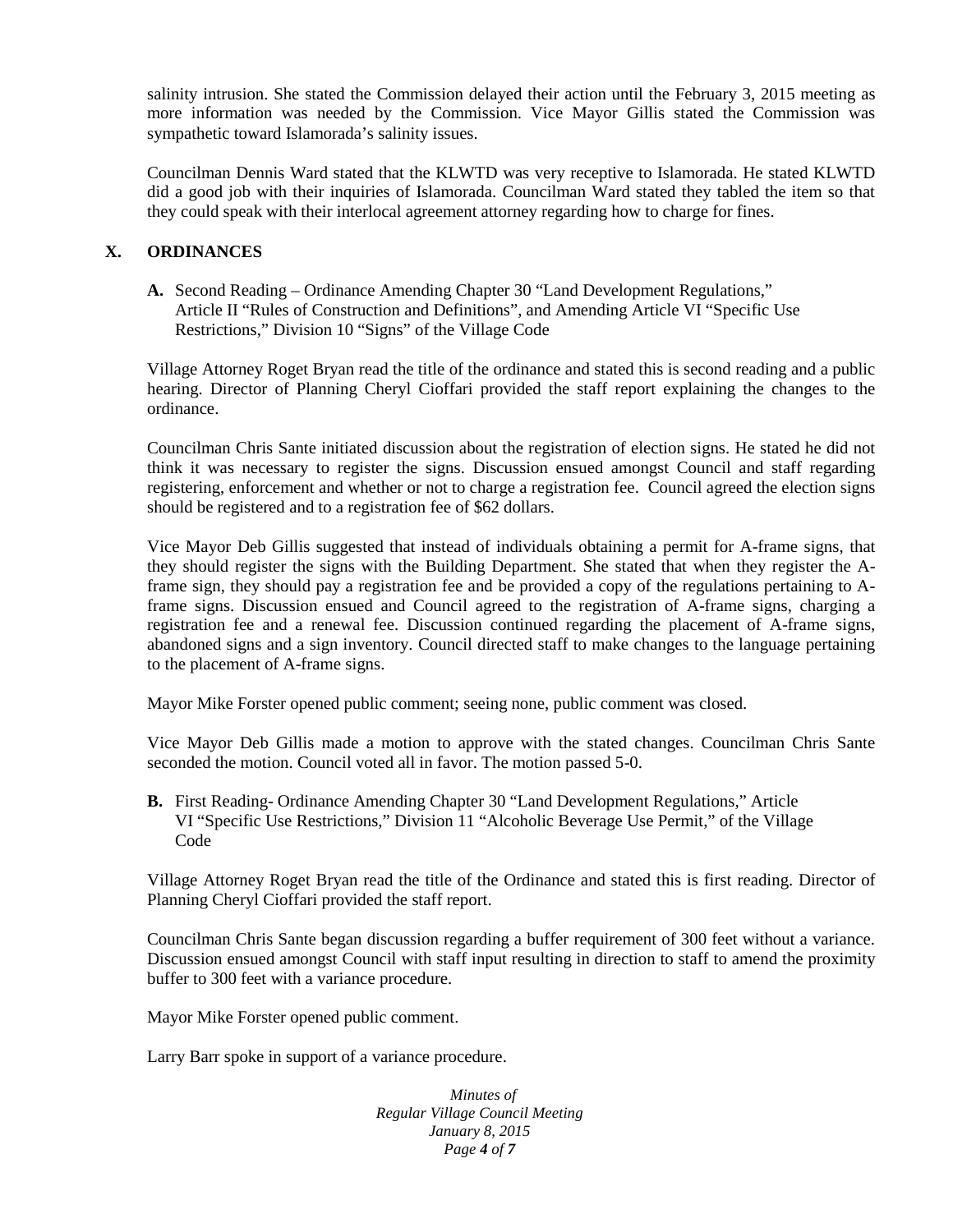salinity intrusion. She stated the Commission delayed their action until the February 3, 2015 meeting as more information was needed by the Commission. Vice Mayor Gillis stated the Commission was sympathetic toward Islamorada's salinity issues.

Councilman Dennis Ward stated that the KLWTD was very receptive to Islamorada. He stated KLWTD did a good job with their inquiries of Islamorada. Councilman Ward stated they tabled the item so that they could speak with their interlocal agreement attorney regarding how to charge for fines.

## X. ORDINANCES

**A.** Second Reading – Ordinance Amending Chapter 30 "Land Development Regulations," Article II "Rules of Construction and Definitions", and Amending Article VI "Specific Use Restrictions," Division 10 "Signs" of the Village Code

Village Attorney Roget Bryan read the title of the ordinance and stated this is second reading and a public hearing. Director of Planning Cheryl Cioffari provided the staff report explaining the changes to the ordinance.

Councilman Chris Sante initiated discussion about the registration of election signs. He stated he did not think it was necessary to register the signs. Discussion ensued amongst Council and staff regarding registering, enforcement and whether or not to charge a registration fee. Council agreed the election signs should be registered and to a registration fee of $62 dollars.

Vice Mayor Deb Gillis suggested that instead of individuals obtaining a permit for A-frame signs, that they should register the signs with the Building Department. She stated that when they register the A-frame sign, they should pay a registration fee and be provided a copy of the regulations pertaining to A-frame signs. Discussion ensued and Council agreed to the registration of A-frame signs, charging a registration fee and a renewal fee. Discussion continued regarding the placement of A-frame signs, abandoned signs and a sign inventory. Council directed staff to make changes to the language pertaining to the placement of A-frame signs.

Mayor Mike Forster opened public comment; seeing none, public comment was closed.

Vice Mayor Deb Gillis made a motion to approve with the stated changes. Councilman Chris Sante seconded the motion. Council voted all in favor. The motion passed 5-0.

**B.** First Reading- Ordinance Amending Chapter 30 "Land Development Regulations," Article VI "Specific Use Restrictions," Division 11 "Alcoholic Beverage Use Permit," of the Village Code

Village Attorney Roget Bryan read the title of the Ordinance and stated this is first reading. Director of Planning Cheryl Cioffari provided the staff report.

Councilman Chris Sante began discussion regarding a buffer requirement of 300 feet without a variance. Discussion ensued amongst Council with staff input resulting in direction to staff to amend the proximity buffer to 300 feet with a variance procedure.

Mayor Mike Forster opened public comment.

Larry Barr spoke in support of a variance procedure.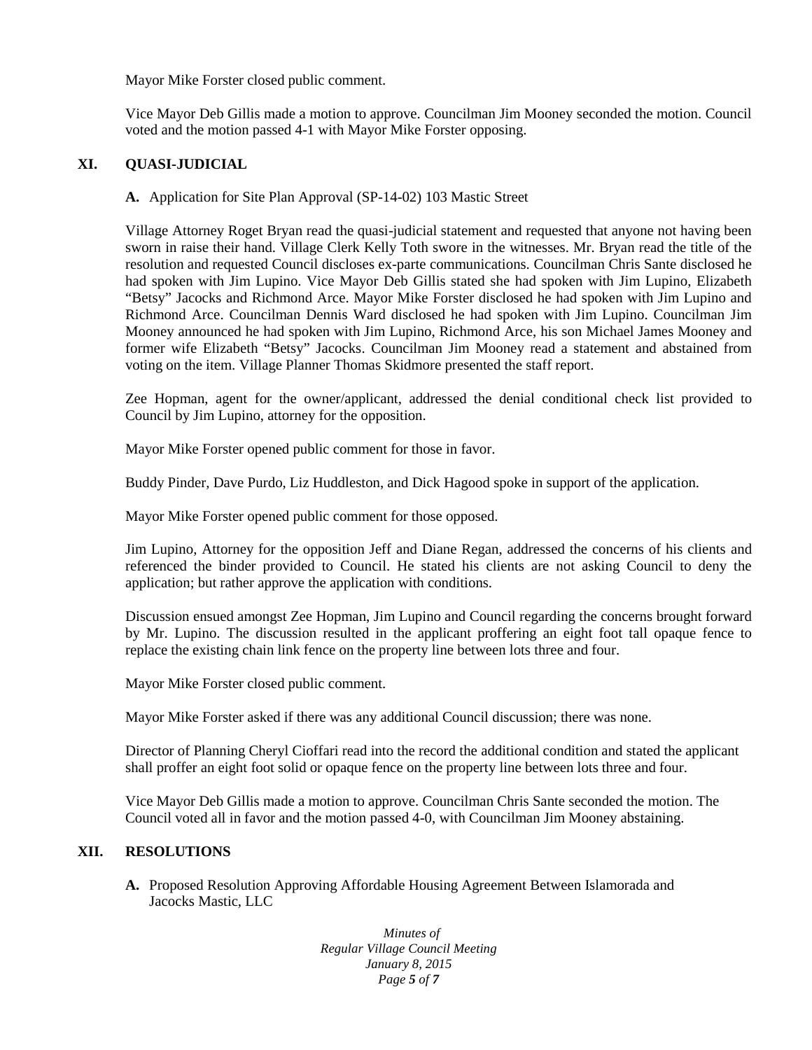Mayor Mike Forster closed public comment.

Vice Mayor Deb Gillis made a motion to approve. Councilman Jim Mooney seconded the motion. Council voted and the motion passed 4-1 with Mayor Mike Forster opposing.

## XI. QUASI-JUDICIAL

**A.** Application for Site Plan Approval (SP-14-02) 103 Mastic Street

Village Attorney Roget Bryan read the quasi-judicial statement and requested that anyone not having been sworn in raise their hand. Village Clerk Kelly Toth swore in the witnesses. Mr. Bryan read the title of the resolution and requested Council discloses ex-parte communications. Councilman Chris Sante disclosed he had spoken with Jim Lupino. Vice Mayor Deb Gillis stated she had spoken with Jim Lupino, Elizabeth "Betsy" Jacocks and Richmond Arce. Mayor Mike Forster disclosed he had spoken with Jim Lupino and Richmond Arce. Councilman Dennis Ward disclosed he had spoken with Jim Lupino. Councilman Jim Mooney announced he had spoken with Jim Lupino, Richmond Arce, his son Michael James Mooney and former wife Elizabeth "Betsy" Jacocks. Councilman Jim Mooney read a statement and abstained from voting on the item. Village Planner Thomas Skidmore presented the staff report.

Zee Hopman, agent for the owner/applicant, addressed the denial conditional check list provided to Council by Jim Lupino, attorney for the opposition.

Mayor Mike Forster opened public comment for those in favor.

Buddy Pinder, Dave Purdo, Liz Huddleston, and Dick Hagood spoke in support of the application.

Mayor Mike Forster opened public comment for those opposed.

Jim Lupino, Attorney for the opposition Jeff and Diane Regan, addressed the concerns of his clients and referenced the binder provided to Council. He stated his clients are not asking Council to deny the application; but rather approve the application with conditions.

Discussion ensued amongst Zee Hopman, Jim Lupino and Council regarding the concerns brought forward by Mr. Lupino. The discussion resulted in the applicant proffering an eight foot tall opaque fence to replace the existing chain link fence on the property line between lots three and four.

Mayor Mike Forster closed public comment.

Mayor Mike Forster asked if there was any additional Council discussion; there was none.

Director of Planning Cheryl Cioffari read into the record the additional condition and stated the applicant shall proffer an eight foot solid or opaque fence on the property line between lots three and four.

Vice Mayor Deb Gillis made a motion to approve. Councilman Chris Sante seconded the motion. The Council voted all in favor and the motion passed 4-0, with Councilman Jim Mooney abstaining.

## XII. RESOLUTIONS

**A.** Proposed Resolution Approving Affordable Housing Agreement Between Islamorada and Jacocks Mastic, LLC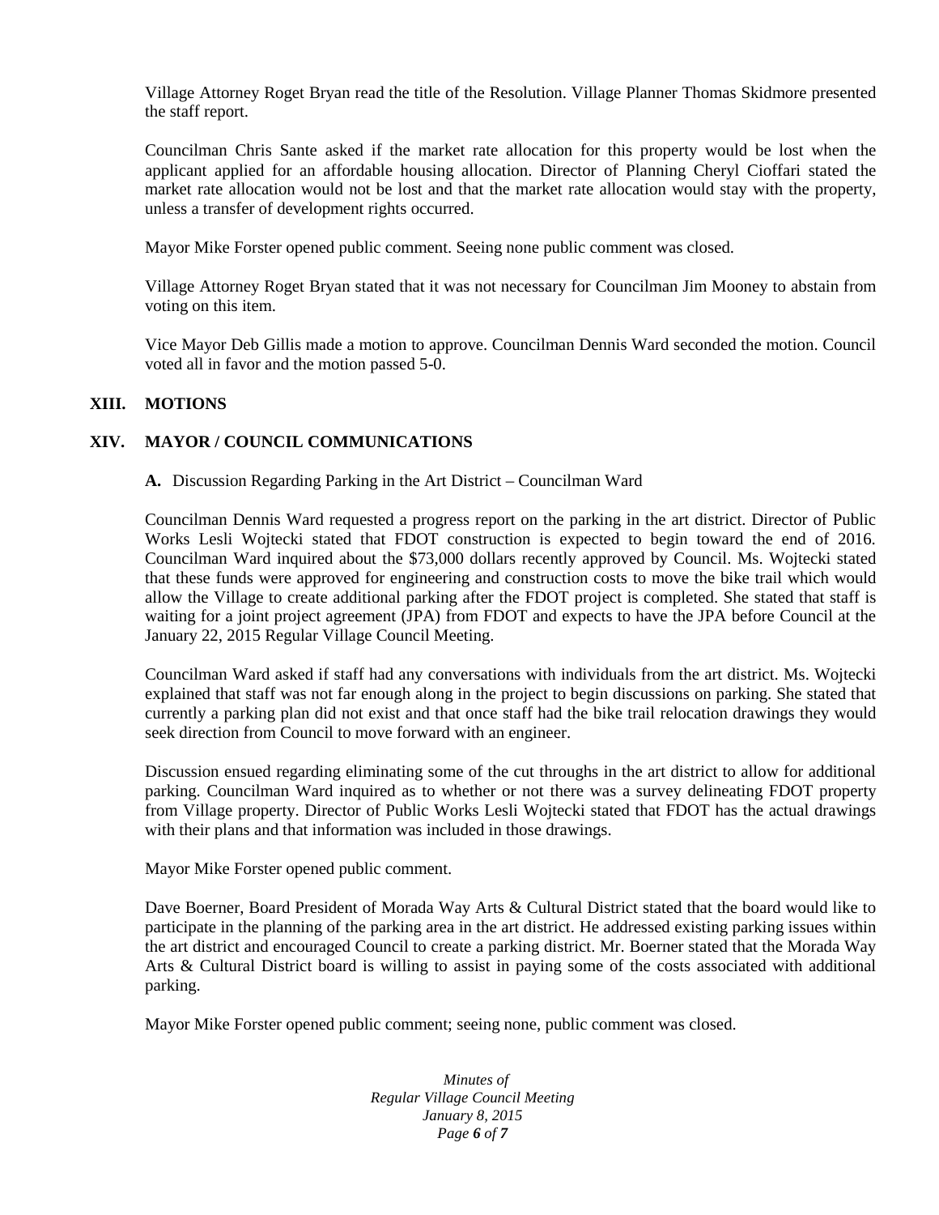Village Attorney Roget Bryan read the title of the Resolution. Village Planner Thomas Skidmore presented the staff report.

Councilman Chris Sante asked if the market rate allocation for this property would be lost when the applicant applied for an affordable housing allocation. Director of Planning Cheryl Cioffari stated the market rate allocation would not be lost and that the market rate allocation would stay with the property, unless a transfer of development rights occurred.

Mayor Mike Forster opened public comment. Seeing none public comment was closed.

Village Attorney Roget Bryan stated that it was not necessary for Councilman Jim Mooney to abstain from voting on this item.

Vice Mayor Deb Gillis made a motion to approve. Councilman Dennis Ward seconded the motion. Council voted all in favor and the motion passed 5-0.

## XIII. MOTIONS

## XIV. MAYOR / COUNCIL COMMUNICATIONS

**A.** Discussion Regarding Parking in the Art District – Councilman Ward

Councilman Dennis Ward requested a progress report on the parking in the art district. Director of Public Works Lesli Wojtecki stated that FDOT construction is expected to begin toward the end of 2016. Councilman Ward inquired about the $73,000 dollars recently approved by Council. Ms. Wojtecki stated that these funds were approved for engineering and construction costs to move the bike trail which would allow the Village to create additional parking after the FDOT project is completed. She stated that staff is waiting for a joint project agreement (JPA) from FDOT and expects to have the JPA before Council at the January 22, 2015 Regular Village Council Meeting.

Councilman Ward asked if staff had any conversations with individuals from the art district. Ms. Wojtecki explained that staff was not far enough along in the project to begin discussions on parking. She stated that currently a parking plan did not exist and that once staff had the bike trail relocation drawings they would seek direction from Council to move forward with an engineer.

Discussion ensued regarding eliminating some of the cut throughs in the art district to allow for additional parking. Councilman Ward inquired as to whether or not there was a survey delineating FDOT property from Village property. Director of Public Works Lesli Wojtecki stated that FDOT has the actual drawings with their plans and that information was included in those drawings.

Mayor Mike Forster opened public comment.

Dave Boerner, Board President of Morada Way Arts & Cultural District stated that the board would like to participate in the planning of the parking area in the art district. He addressed existing parking issues within the art district and encouraged Council to create a parking district. Mr. Boerner stated that the Morada Way Arts & Cultural District board is willing to assist in paying some of the costs associated with additional parking.

Mayor Mike Forster opened public comment; seeing none, public comment was closed.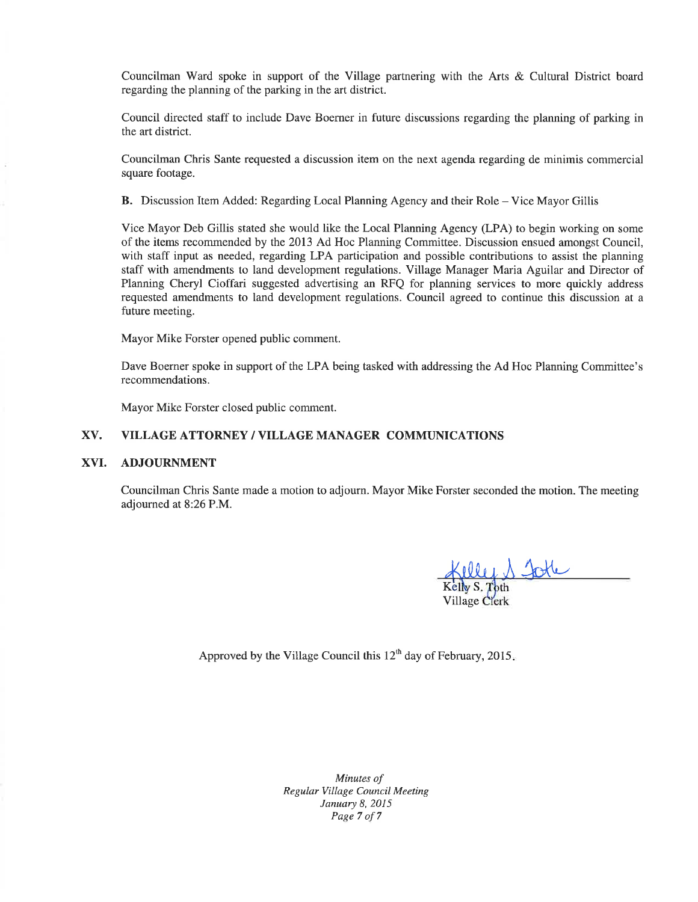Councilman Ward spoke in support of the Village partnering with the Arts & Cultural District board regarding the planning of the parking in the art district.

Council directed staff to include Dave Boerner in future discussions regarding the planning of parking in the art district.

Councilman Chris Sante requested a discussion item on the next agenda regarding de minimis commercial square footage.

**B.** Discussion Item Added: Regarding Local Planning Agency and their Role – Vice Mayor Gillis

Vice Mayor Deb Gillis stated she would like the Local Planning Agency (LPA) to begin working on some of the items recommended by the 2013 Ad Hoc Planning Committee. Discussion ensued amongst Council, with staff input as needed, regarding LPA participation and possible contributions to assist the planning staff with amendments to land development regulations. Village Manager Maria Aguilar and Director of Planning Cheryl Cioffari suggested advertising an RFQ for planning services to more quickly address requested amendments to land development regulations. Council agreed to continue this discussion at a future meeting.

Mayor Mike Forster opened public comment.

Dave Boerner spoke in support of the LPA being tasked with addressing the Ad Hoc Planning Committee's recommendations.

Mayor Mike Forster closed public comment.

## XV. VILLAGE ATTORNEY / VILLAGE MANAGER COMMUNICATIONS

## XVI. ADJOURNMENT

Councilman Chris Sante made a motion to adjourn. Mayor Mike Forster seconded the motion. The meeting adjourned at 8:26 P.M.

Kelly S. Toth
Village Clerk

Approved by the Village Council this 12th day of February, 2015.

*Minutes of*
*Regular Village Council Meeting*
*January 8, 2015*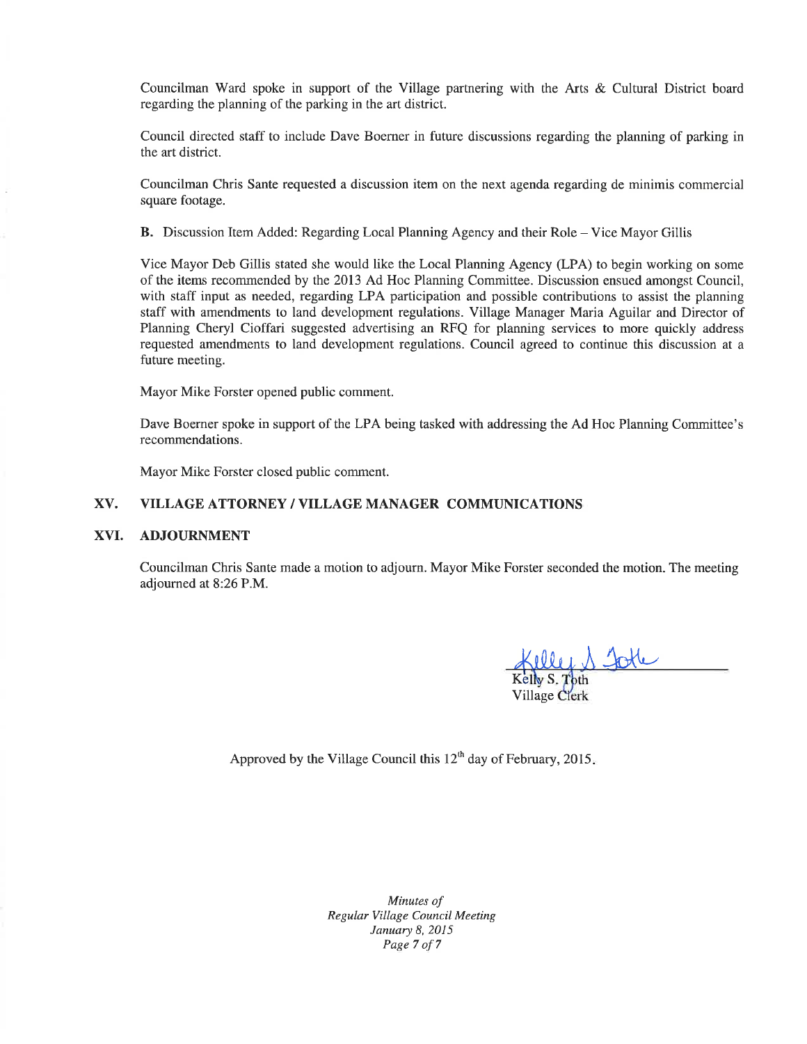Councilman Ward spoke in support of the Village partnering with the Arts & Cultural District board regarding the planning of the parking in the art district.

Council directed staff to include Dave Boerner in future discussions regarding the planning of parking in the art district.

Councilman Chris Sante requested a discussion item on the next agenda regarding de minimis commercial square footage.

**B.** Discussion Item Added: Regarding Local Planning Agency and their Role – Vice Mayor Gillis

Vice Mayor Deb Gillis stated she would like the Local Planning Agency (LPA) to begin working on some of the items recommended by the 2013 Ad Hoc Planning Committee. Discussion ensued amongst Council, with staff input as needed, regarding LPA participation and possible contributions to assist the planning staff with amendments to land development regulations. Village Manager Maria Aguilar and Director of Planning Cheryl Cioffari suggested advertising an RFQ for planning services to more quickly address requested amendments to land development regulations. Council agreed to continue this discussion at a future meeting.

Mayor Mike Forster opened public comment.

Dave Boerner spoke in support of the LPA being tasked with addressing the Ad Hoc Planning Committee's recommendations.

Mayor Mike Forster closed public comment.

## XV. VILLAGE ATTORNEY / VILLAGE MANAGER COMMUNICATIONS

## XVI. ADJOURNMENT

Councilman Chris Sante made a motion to adjourn. Mayor Mike Forster seconded the motion. The meeting adjourned at 8:26 P.M.

Kelly S. Toth
Village Clerk

Approved by the Village Council this 12th day of February, 2015.

*Minutes of*
*Regular Village Council Meeting*
*January 8, 2015*